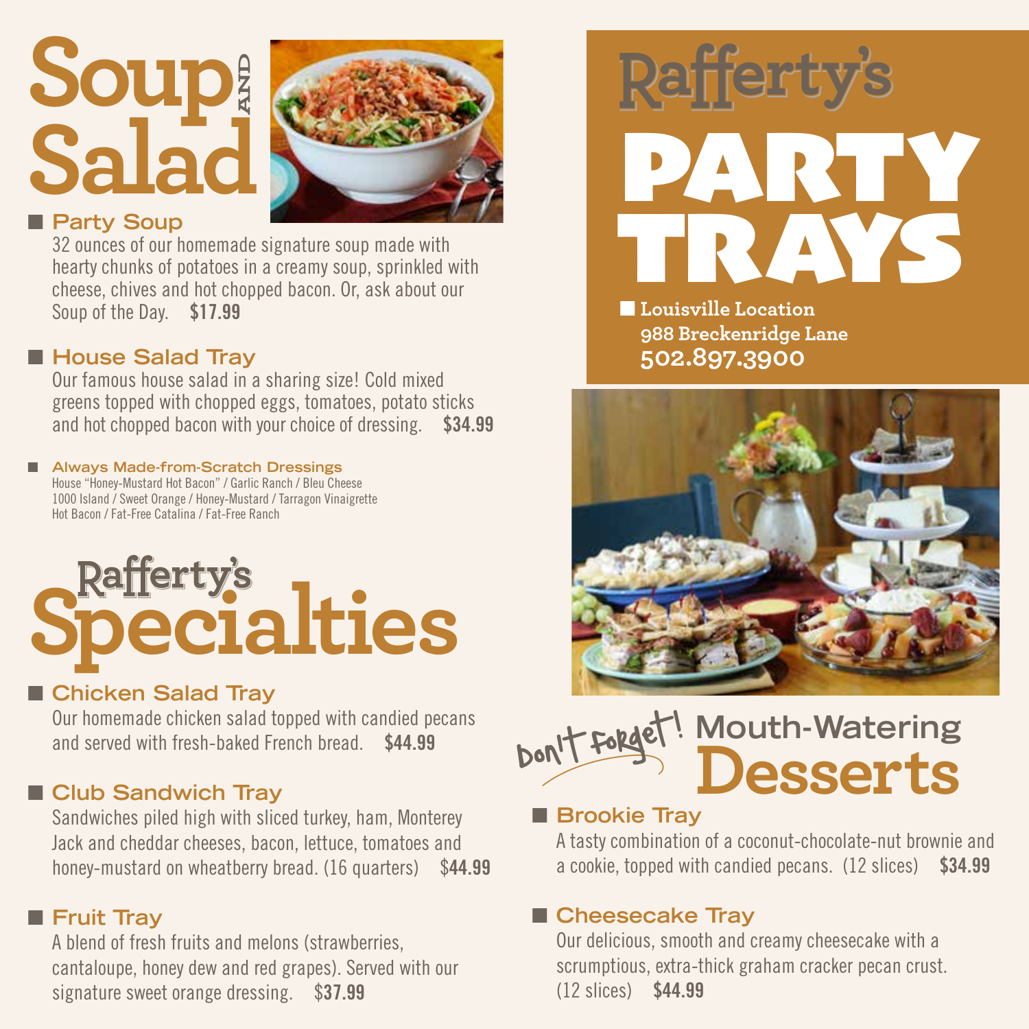# Soup and Salad

## Party Soup

32 ounces of our homemade signature soup made with hearty chunks of potatoes in a creamy soup, sprinkled with cheese, chives and hot chopped bacon. Or, ask about our Soup of the Day. **$17.99**

## House Salad Tray

Our famous house salad in a sharing size! Cold mixed greens topped with chopped eggs, tomatoes, potato sticks and hot chopped bacon with your choice of dressing. **$34.99**

### Always Made-from-Scratch Dressings

House "Honey-Mustard Hot Bacon" / Garlic Ranch / Bleu Cheese
1000 Island / Sweet Orange / Honey-Mustard / Tarragon Vinaigrette
Hot Bacon / Fat-Free Catalina / Fat-Free Ranch

# Rafferty's Specialties

## Chicken Salad Tray

Our homemade chicken salad topped with candied pecans and served with fresh-baked French bread. **$44.99**

## Club Sandwich Tray

Sandwiches piled high with sliced turkey, ham, Monterey Jack and cheddar cheeses, bacon, lettuce, tomatoes and honey-mustard on wheatberry bread. (16 quarters) **$44.99**

## Fruit Tray

A blend of fresh fruits and melons (strawberries, cantaloupe, honey dew and red grapes). Served with our signature sweet orange dressing. **$37.99**

# Rafferty's PARTY TRAYS

**Louisville Location**
**988 Breckenridge Lane**
**502.897.3900**

# Don't Forget! Mouth-Watering Desserts

## Brookie Tray

A tasty combination of a coconut-chocolate-nut brownie and a cookie, topped with candied pecans. (12 slices) **$34.99**

## Cheesecake Tray

Our delicious, smooth and creamy cheesecake with a scrumptious, extra-thick graham cracker pecan crust. (12 slices) **$44.99**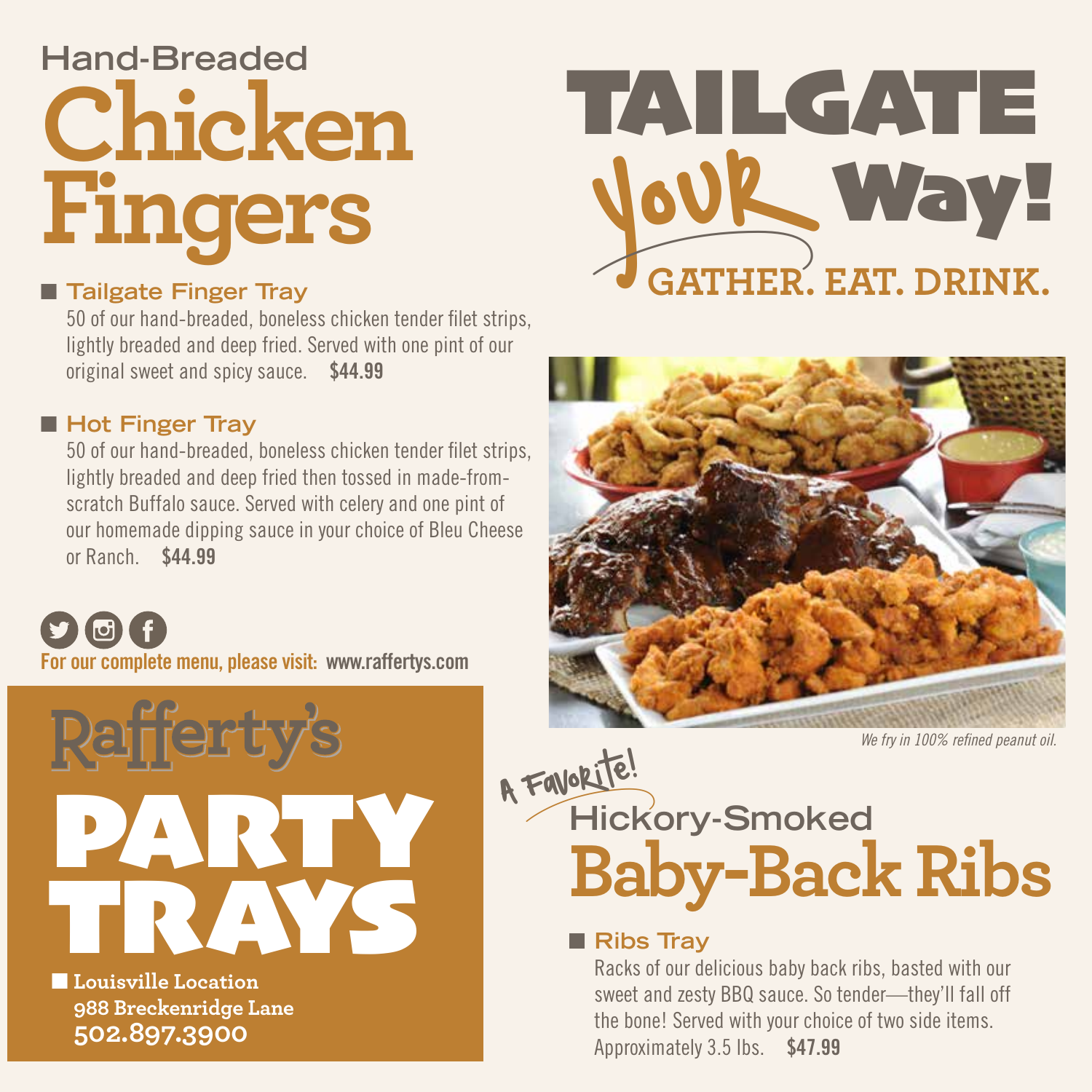# Hand-Breaded Chicken Fingers

## Tailgate Finger Tray

50 of our hand-breaded, boneless chicken tender filet strips, lightly breaded and deep fried. Served with one pint of our original sweet and spicy sauce. **$44.99**

## Hot Finger Tray

50 of our hand-breaded, boneless chicken tender filet strips, lightly breaded and deep fried then tossed in made-from-scratch Buffalo sauce. Served with celery and one pint of our homemade dipping sauce in your choice of Bleu Cheese or Ranch. **$44.99**

For our complete menu, please visit: **www.raffertys.com**

# Rafferty's PARTY TRAYS

**Louisville Location**
**988 Breckenridge Lane**
**502.897.3900**

# TAILGATE Your Way!

GATHER. EAT. DRINK.

*We fry in 100% refined peanut oil.*

A Favorite!

# Hickory-Smoked Baby-Back Ribs

## Ribs Tray

Racks of our delicious baby back ribs, basted with our sweet and zesty BBQ sauce. So tender—they'll fall off the bone! Served with your choice of two side items. Approximately 3.5 lbs. **$47.99**